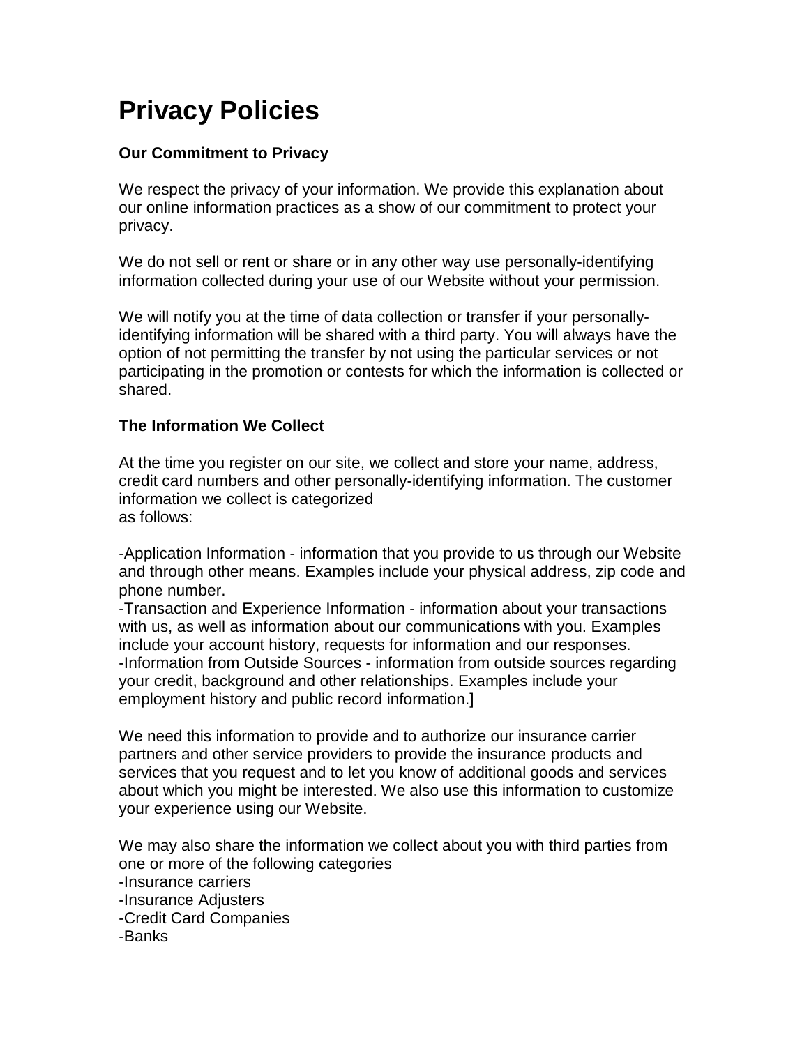# Privacy Policies

### Our Commitment to Privacy

We respect the privacy of your information. We provide this explanation about our online information practices as a show of our commitment to protect your privacy.

We do not sell or rent or share or in any other way use personally-identifying information collected during your use of our Website without your permission.

We will notify you at the time of data collection or transfer if your personally-identifying information will be shared with a third party. You will always have the option of not permitting the transfer by not using the particular services or not participating in the promotion or contests for which the information is collected or shared.

### The Information We Collect

At the time you register on our site, we collect and store your name, address, credit card numbers and other personally-identifying information. The customer information we collect is categorized
as follows:

-Application Information - information that you provide to us through our Website and through other means. Examples include your physical address, zip code and phone number.
-Transaction and Experience Information - information about your transactions with us, as well as information about our communications with you. Examples include your account history, requests for information and our responses.
-Information from Outside Sources - information from outside sources regarding your credit, background and other relationships. Examples include your employment history and public record information.]

We need this information to provide and to authorize our insurance carrier partners and other service providers to provide the insurance products and services that you request and to let you know of additional goods and services about which you might be interested. We also use this information to customize your experience using our Website.

We may also share the information we collect about you with third parties from one or more of the following categories
-Insurance carriers
-Insurance Adjusters
-Credit Card Companies
-Banks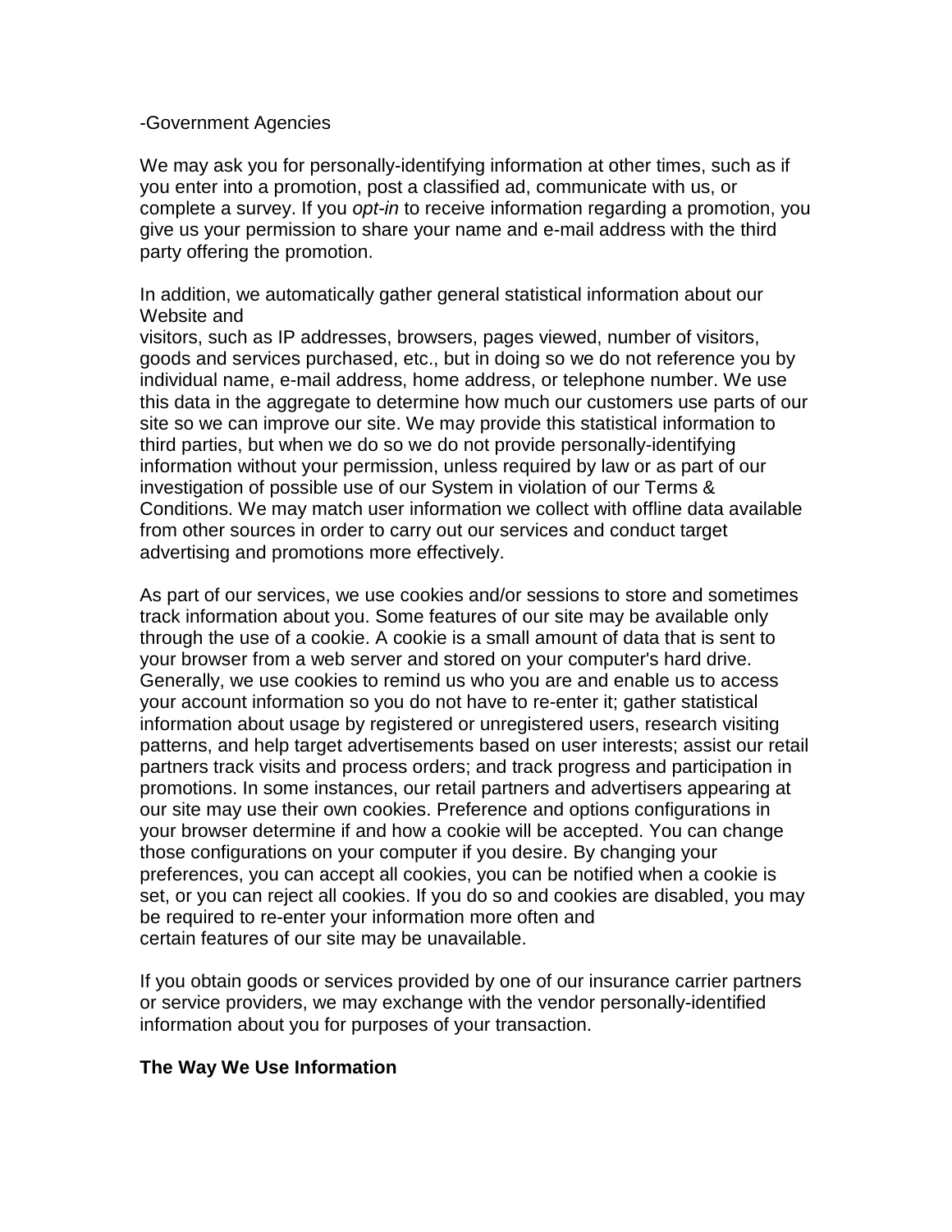-Government Agencies

We may ask you for personally-identifying information at other times, such as if you enter into a promotion, post a classified ad, communicate with us, or complete a survey. If you *opt-in* to receive information regarding a promotion, you give us your permission to share your name and e-mail address with the third party offering the promotion.

In addition, we automatically gather general statistical information about our Website and visitors, such as IP addresses, browsers, pages viewed, number of visitors, goods and services purchased, etc., but in doing so we do not reference you by individual name, e-mail address, home address, or telephone number. We use this data in the aggregate to determine how much our customers use parts of our site so we can improve our site. We may provide this statistical information to third parties, but when we do so we do not provide personally-identifying information without your permission, unless required by law or as part of our investigation of possible use of our System in violation of our Terms & Conditions. We may match user information we collect with offline data available from other sources in order to carry out our services and conduct target advertising and promotions more effectively.

As part of our services, we use cookies and/or sessions to store and sometimes track information about you. Some features of our site may be available only through the use of a cookie. A cookie is a small amount of data that is sent to your browser from a web server and stored on your computer's hard drive. Generally, we use cookies to remind us who you are and enable us to access your account information so you do not have to re-enter it; gather statistical information about usage by registered or unregistered users, research visiting patterns, and help target advertisements based on user interests; assist our retail partners track visits and process orders; and track progress and participation in promotions. In some instances, our retail partners and advertisers appearing at our site may use their own cookies. Preference and options configurations in your browser determine if and how a cookie will be accepted. You can change those configurations on your computer if you desire. By changing your preferences, you can accept all cookies, you can be notified when a cookie is set, or you can reject all cookies. If you do so and cookies are disabled, you may be required to re-enter your information more often and certain features of our site may be unavailable.

If you obtain goods or services provided by one of our insurance carrier partners or service providers, we may exchange with the vendor personally-identified information about you for purposes of your transaction.

**The Way We Use Information**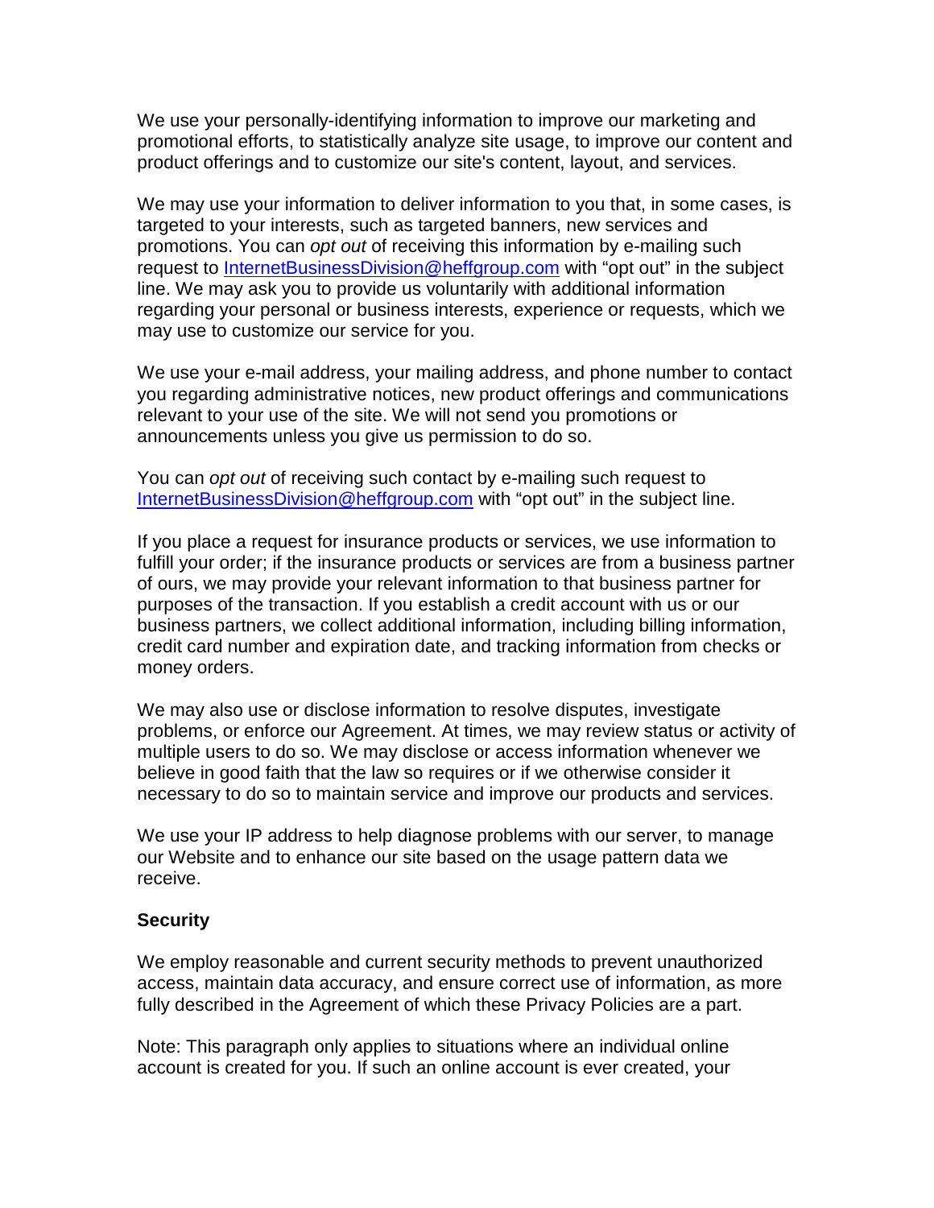We use your personally-identifying information to improve our marketing and promotional efforts, to statistically analyze site usage, to improve our content and product offerings and to customize our site's content, layout, and services.

We may use your information to deliver information to you that, in some cases, is targeted to your interests, such as targeted banners, new services and promotions. You can *opt out* of receiving this information by e-mailing such request to [InternetBusinessDivision@heffgroup.com](mailto:InternetBusinessDivision@heffgroup.com) with “opt out” in the subject line. We may ask you to provide us voluntarily with additional information regarding your personal or business interests, experience or requests, which we may use to customize our service for you.

We use your e-mail address, your mailing address, and phone number to contact you regarding administrative notices, new product offerings and communications relevant to your use of the site. We will not send you promotions or announcements unless you give us permission to do so.

You can *opt out* of receiving such contact by e-mailing such request to [InternetBusinessDivision@heffgroup.com](mailto:InternetBusinessDivision@heffgroup.com) with “opt out” in the subject line.

If you place a request for insurance products or services, we use information to fulfill your order; if the insurance products or services are from a business partner of ours, we may provide your relevant information to that business partner for purposes of the transaction. If you establish a credit account with us or our business partners, we collect additional information, including billing information, credit card number and expiration date, and tracking information from checks or money orders.

We may also use or disclose information to resolve disputes, investigate problems, or enforce our Agreement. At times, we may review status or activity of multiple users to do so. We may disclose or access information whenever we believe in good faith that the law so requires or if we otherwise consider it necessary to do so to maintain service and improve our products and services.

We use your IP address to help diagnose problems with our server, to manage our Website and to enhance our site based on the usage pattern data we receive.

**Security**

We employ reasonable and current security methods to prevent unauthorized access, maintain data accuracy, and ensure correct use of information, as more fully described in the Agreement of which these Privacy Policies are a part.

Note: This paragraph only applies to situations where an individual online account is created for you. If such an online account is ever created, your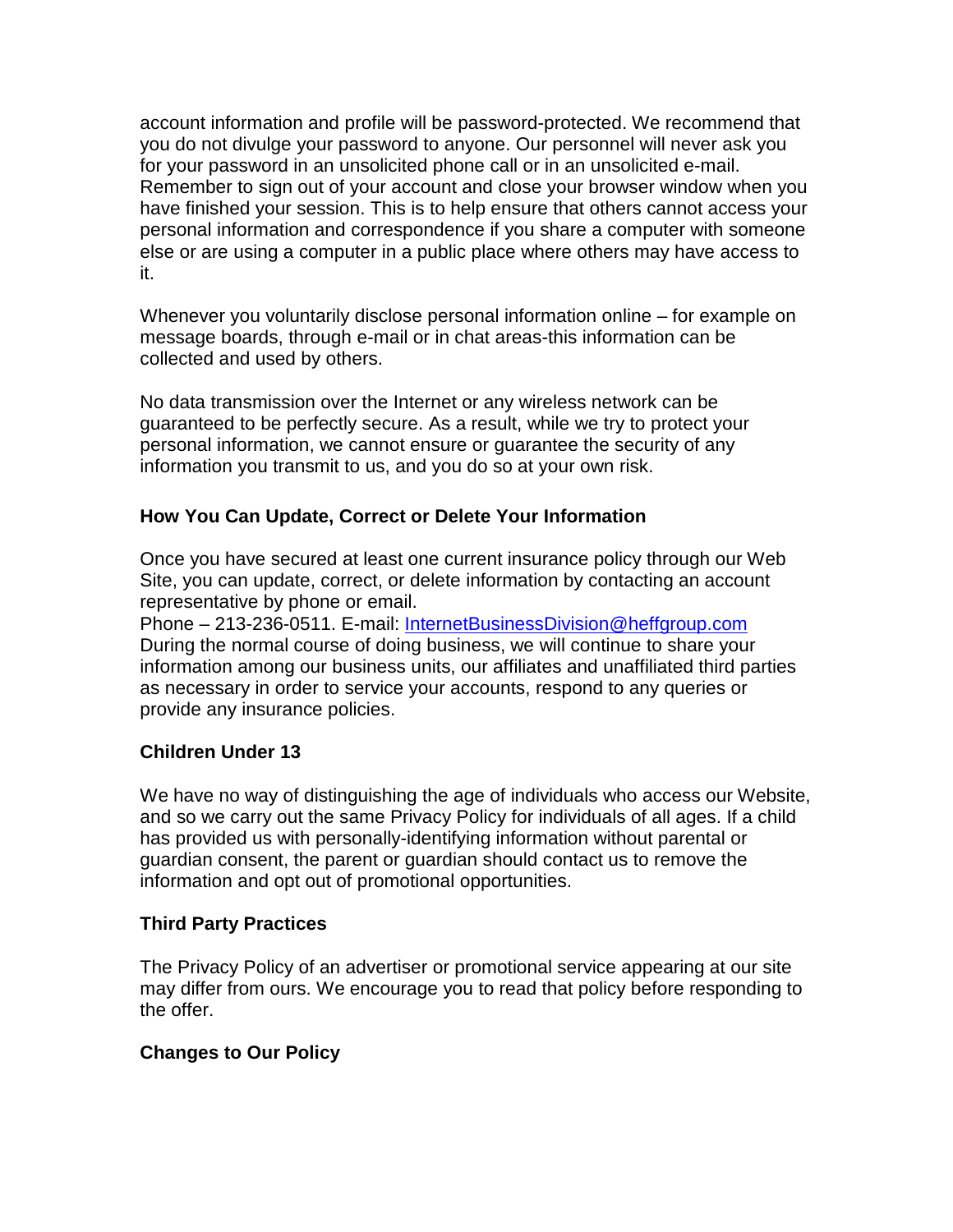account information and profile will be password-protected. We recommend that you do not divulge your password to anyone. Our personnel will never ask you for your password in an unsolicited phone call or in an unsolicited e-mail. Remember to sign out of your account and close your browser window when you have finished your session. This is to help ensure that others cannot access your personal information and correspondence if you share a computer with someone else or are using a computer in a public place where others may have access to it.

Whenever you voluntarily disclose personal information online – for example on message boards, through e-mail or in chat areas-this information can be collected and used by others.

No data transmission over the Internet or any wireless network can be guaranteed to be perfectly secure. As a result, while we try to protect your personal information, we cannot ensure or guarantee the security of any information you transmit to us, and you do so at your own risk.

**How You Can Update, Correct or Delete Your Information**

Once you have secured at least one current insurance policy through our Web Site, you can update, correct, or delete information by contacting an account representative by phone or email.
Phone – 213-236-0511. E-mail: InternetBusinessDivision@heffgroup.com
During the normal course of doing business, we will continue to share your information among our business units, our affiliates and unaffiliated third parties as necessary in order to service your accounts, respond to any queries or provide any insurance policies.

**Children Under 13**

We have no way of distinguishing the age of individuals who access our Website, and so we carry out the same Privacy Policy for individuals of all ages. If a child has provided us with personally-identifying information without parental or guardian consent, the parent or guardian should contact us to remove the information and opt out of promotional opportunities.

**Third Party Practices**

The Privacy Policy of an advertiser or promotional service appearing at our site may differ from ours. We encourage you to read that policy before responding to the offer.

**Changes to Our Policy**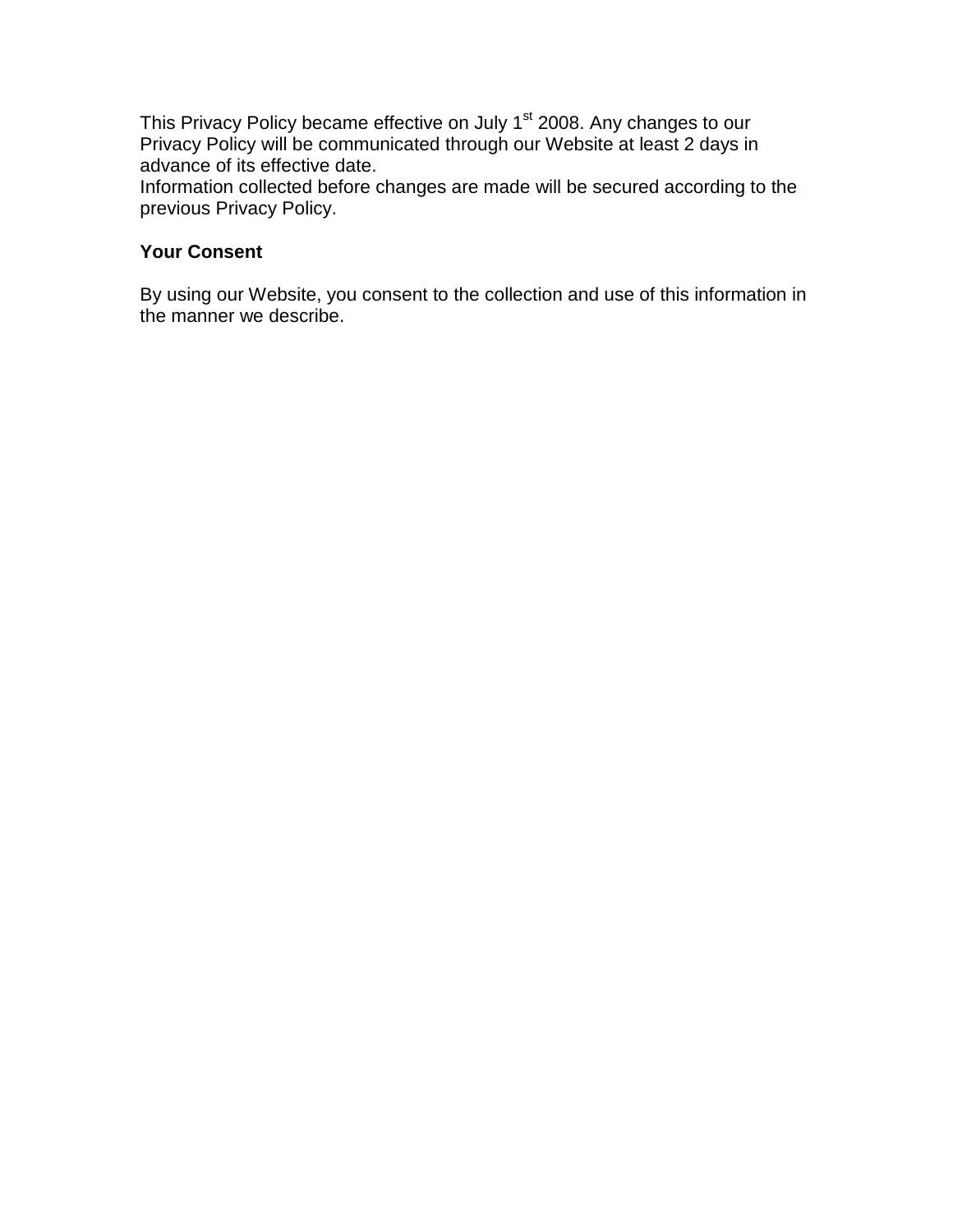This Privacy Policy became effective on July 1st 2008. Any changes to our Privacy Policy will be communicated through our Website at least 2 days in advance of its effective date.
Information collected before changes are made will be secured according to the previous Privacy Policy.

**Your Consent**

By using our Website, you consent to the collection and use of this information in the manner we describe.